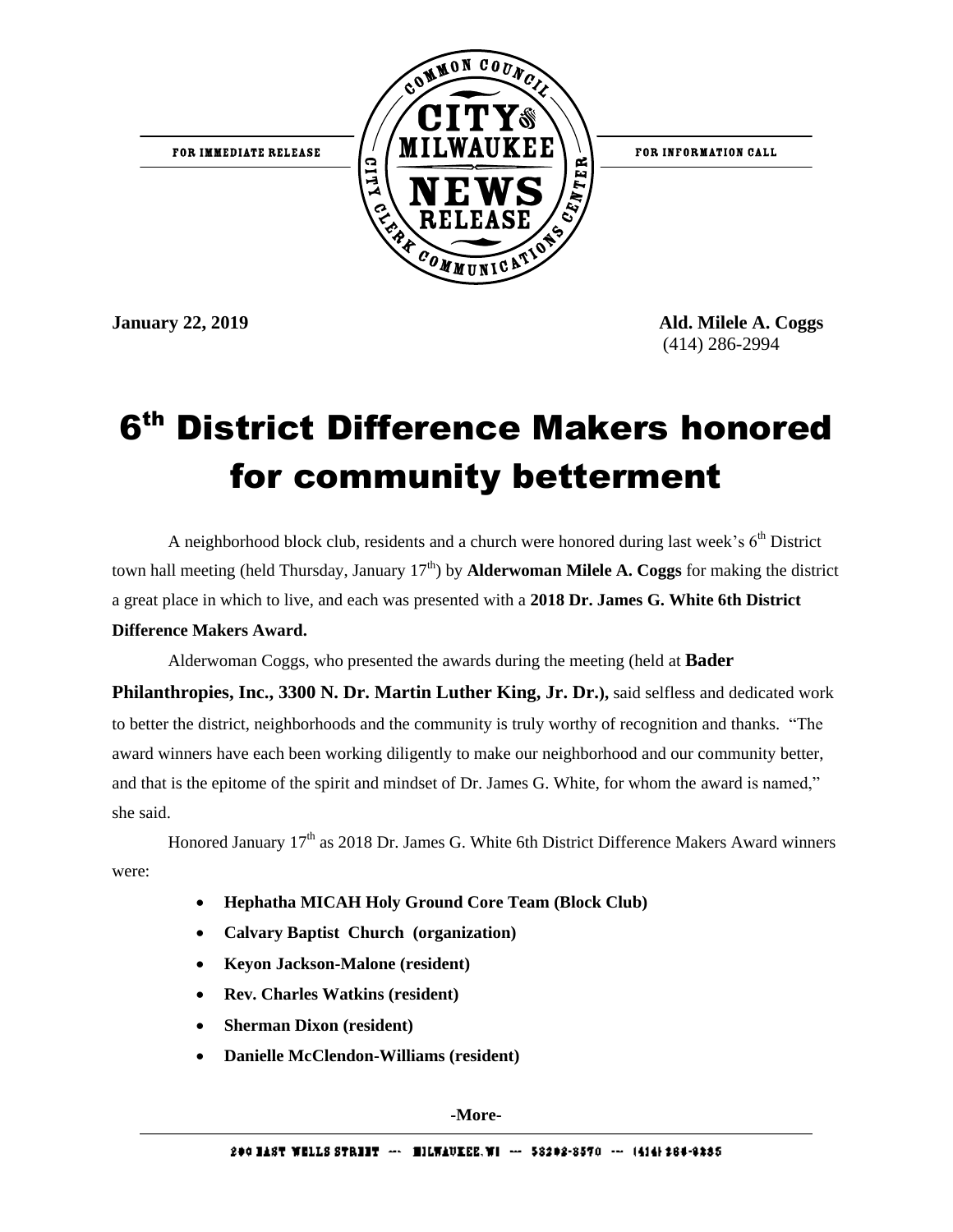FOR IMMEDIATE RELEASE

COMMON COUNCIL CITY OF MILWAUKEE NEWS RELEASE CITY CLERK COMMUNICATIONS CENTER

FOR INFORMATION CALL

**January 22, 2019**

**Ald. Milele A. Coggs**
(414) 286-2994

# 6th District Difference Makers honored for community betterment

A neighborhood block club, residents and a church were honored during last week's 6th District town hall meeting (held Thursday, January 17th) by **Alderwoman Milele A. Coggs** for making the district a great place in which to live, and each was presented with a **2018 Dr. James G. White 6th District Difference Makers Award.**

Alderwoman Coggs, who presented the awards during the meeting (held at **Bader Philanthropies, Inc., 3300 N. Dr. Martin Luther King, Jr. Dr.),** said selfless and dedicated work to better the district, neighborhoods and the community is truly worthy of recognition and thanks. "The award winners have each been working diligently to make our neighborhood and our community better, and that is the epitome of the spirit and mindset of Dr. James G. White, for whom the award is named," she said.

Honored January 17th as 2018 Dr. James G. White 6th District Difference Makers Award winners were:

- **Hephatha MICAH Holy Ground Core Team (Block Club)**
- **Calvary Baptist Church (organization)**
- **Keyon Jackson-Malone (resident)**
- **Rev. Charles Watkins (resident)**
- **Sherman Dixon (resident)**
- **Danielle McClendon-Williams (resident)**

-More-

200 EAST WELLS STREET --- MILWAUKEE, WI --- 53202-3570 --- (414) 286-2235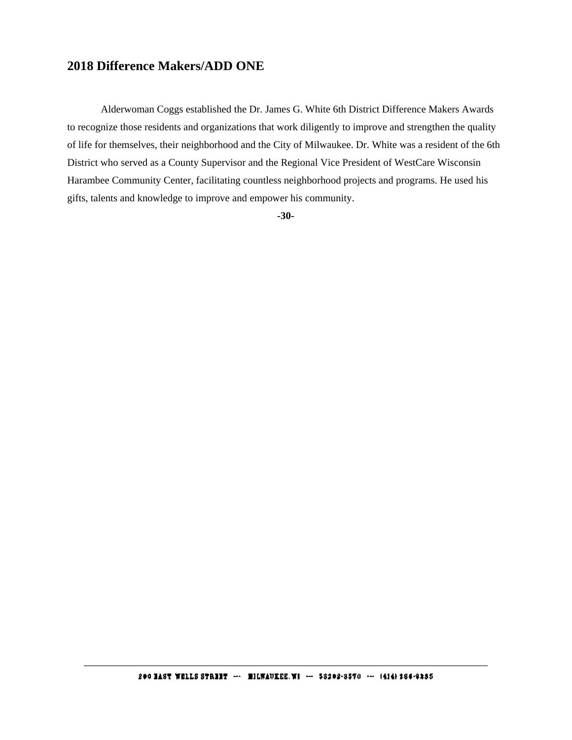## 2018 Difference Makers/ADD ONE

Alderwoman Coggs established the Dr. James G. White 6th District Difference Makers Awards to recognize those residents and organizations that work diligently to improve and strengthen the quality of life for themselves, their neighborhood and the City of Milwaukee. Dr. White was a resident of the 6th District who served as a County Supervisor and the Regional Vice President of WestCare Wisconsin Harambee Community Center, facilitating countless neighborhood projects and programs. He used his gifts, talents and knowledge to improve and empower his community.

**-30-**